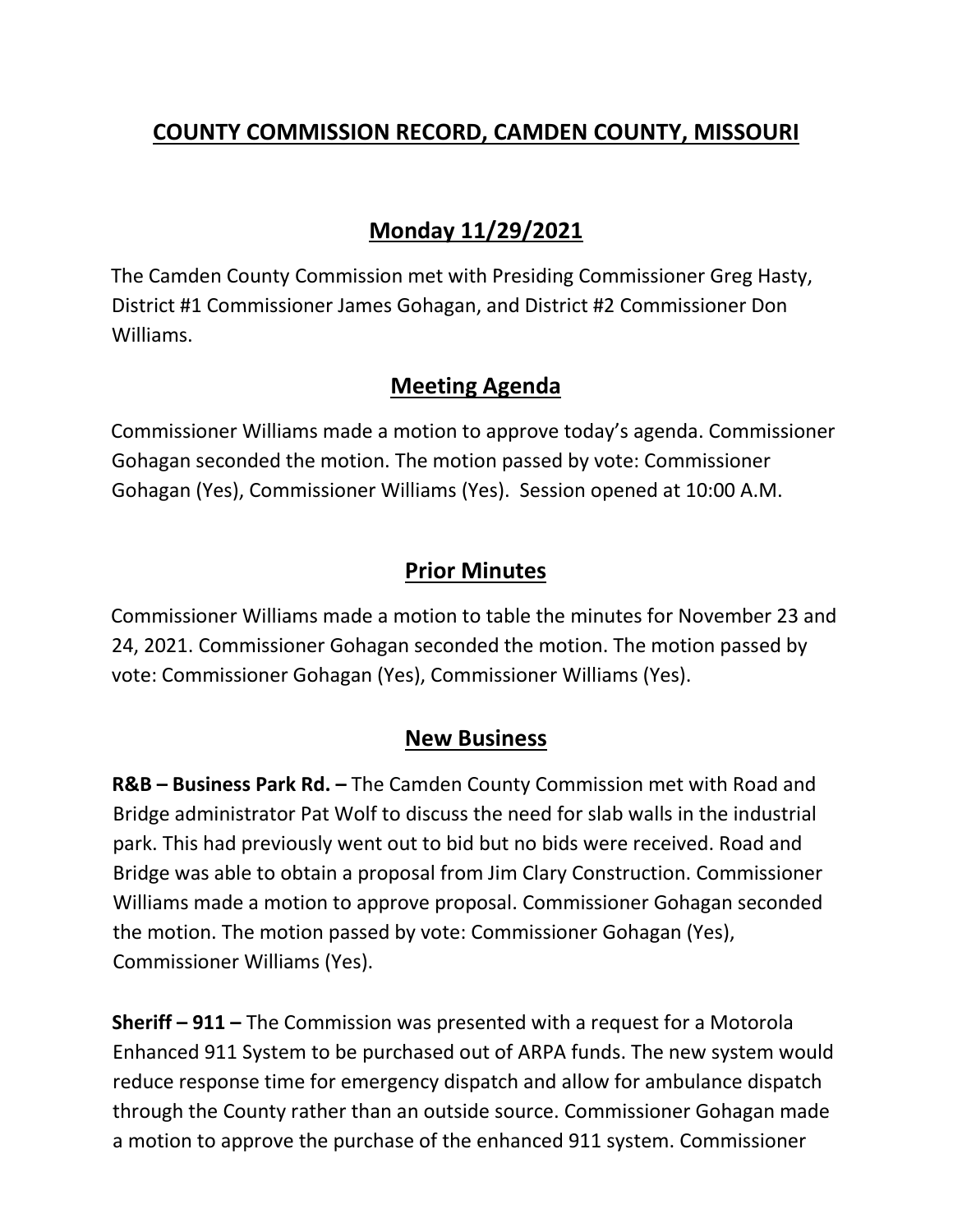# COUNTY COMMISSION RECORD, CAMDEN COUNTY, MISSOURI

## Monday 11/29/2021

The Camden County Commission met with Presiding Commissioner Greg Hasty, District #1 Commissioner James Gohagan, and District #2 Commissioner Don Williams.

## Meeting Agenda

Commissioner Williams made a motion to approve today's agenda. Commissioner Gohagan seconded the motion. The motion passed by vote: Commissioner Gohagan (Yes), Commissioner Williams (Yes). Session opened at 10:00 A.M.

## Prior Minutes

Commissioner Williams made a motion to table the minutes for November 23 and 24, 2021. Commissioner Gohagan seconded the motion. The motion passed by vote: Commissioner Gohagan (Yes), Commissioner Williams (Yes).

## New Business

**R&B – Business Park Rd. –** The Camden County Commission met with Road and Bridge administrator Pat Wolf to discuss the need for slab walls in the industrial park. This had previously went out to bid but no bids were received. Road and Bridge was able to obtain a proposal from Jim Clary Construction. Commissioner Williams made a motion to approve proposal. Commissioner Gohagan seconded the motion. The motion passed by vote: Commissioner Gohagan (Yes), Commissioner Williams (Yes).

**Sheriff – 911 –** The Commission was presented with a request for a Motorola Enhanced 911 System to be purchased out of ARPA funds. The new system would reduce response time for emergency dispatch and allow for ambulance dispatch through the County rather than an outside source. Commissioner Gohagan made a motion to approve the purchase of the enhanced 911 system. Commissioner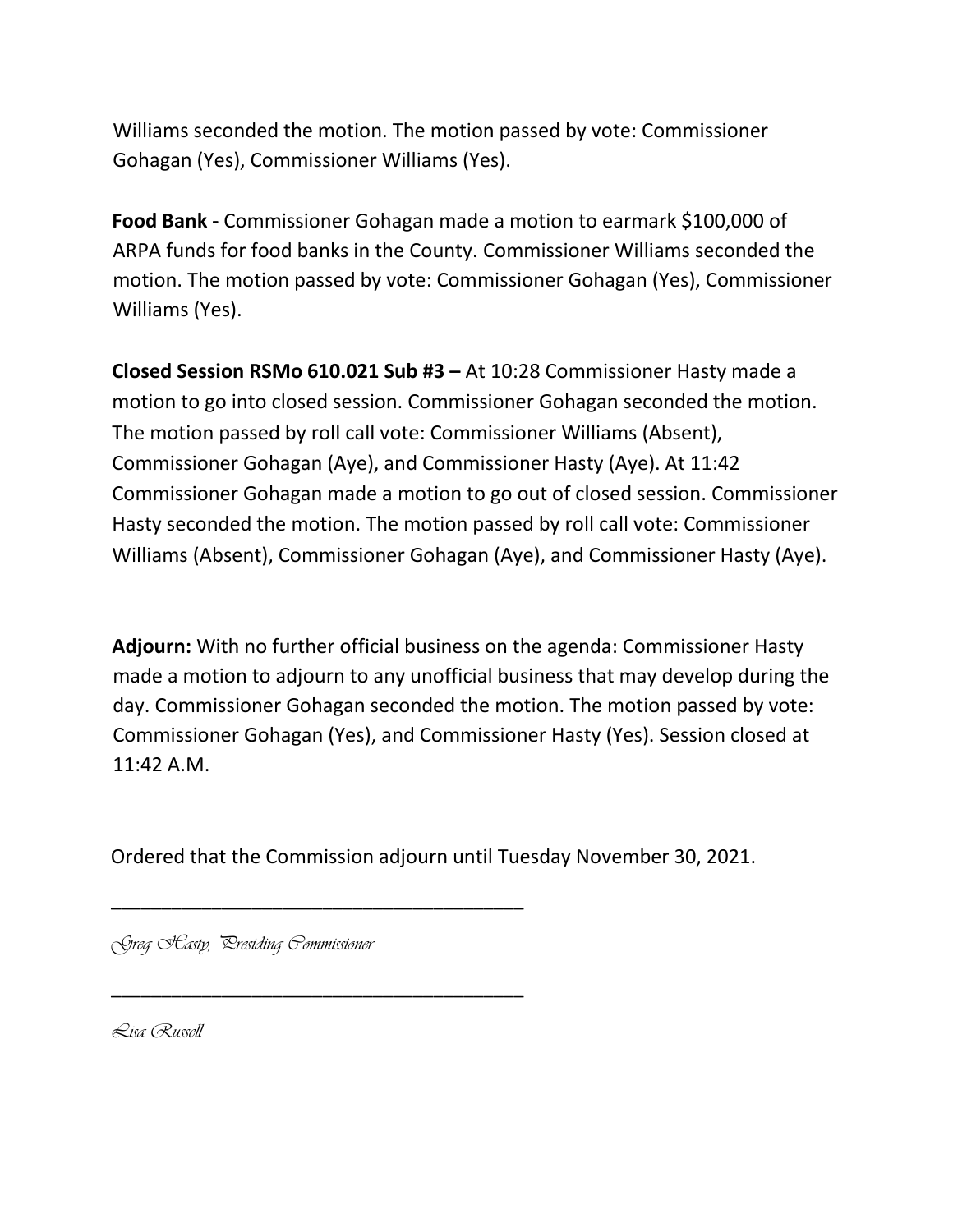Williams seconded the motion. The motion passed by vote: Commissioner Gohagan (Yes), Commissioner Williams (Yes).

**Food Bank -** Commissioner Gohagan made a motion to earmark $100,000 of ARPA funds for food banks in the County. Commissioner Williams seconded the motion. The motion passed by vote: Commissioner Gohagan (Yes), Commissioner Williams (Yes).

**Closed Session RSMo 610.021 Sub #3 –** At 10:28 Commissioner Hasty made a motion to go into closed session. Commissioner Gohagan seconded the motion. The motion passed by roll call vote: Commissioner Williams (Absent), Commissioner Gohagan (Aye), and Commissioner Hasty (Aye). At 11:42 Commissioner Gohagan made a motion to go out of closed session. Commissioner Hasty seconded the motion. The motion passed by roll call vote: Commissioner Williams (Absent), Commissioner Gohagan (Aye), and Commissioner Hasty (Aye).

**Adjourn:** With no further official business on the agenda: Commissioner Hasty made a motion to adjourn to any unofficial business that may develop during the day. Commissioner Gohagan seconded the motion. The motion passed by vote: Commissioner Gohagan (Yes), and Commissioner Hasty (Yes). Session closed at 11:42 A.M.

Ordered that the Commission adjourn until Tuesday November 30, 2021.

\_\_\_\_\_\_\_\_\_\_\_\_\_\_\_\_\_\_\_\_\_\_\_\_\_\_\_\_\_\_\_\_\_\_\_\_\_\_\_\_

*Greg Hasty, Presiding Commissioner*

\_\_\_\_\_\_\_\_\_\_\_\_\_\_\_\_\_\_\_\_\_\_\_\_\_\_\_\_\_\_\_\_\_\_\_\_\_\_\_\_

*Lisa Russell*